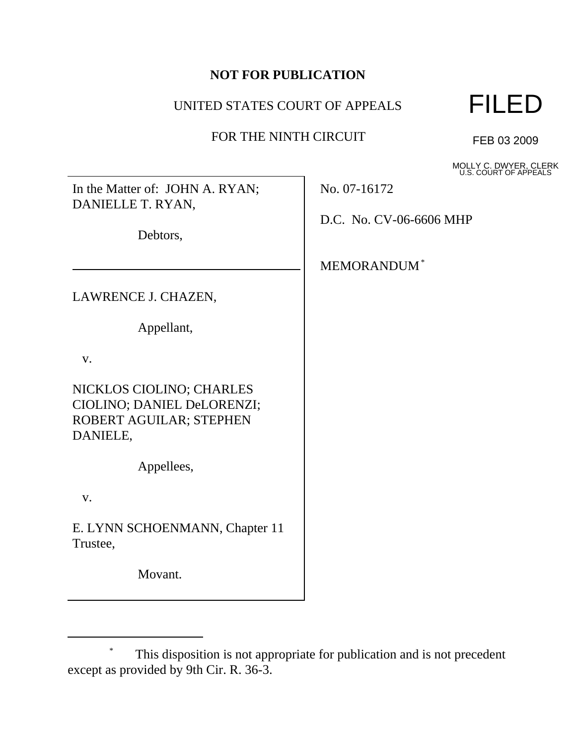**NOT FOR PUBLICATION**

UNITED STATES COURT OF APPEALS

FOR THE NINTH CIRCUIT

FILED

FEB 03 2009

MOLLY C. DWYER, CLERK
U.S. COURT OF APPEALS

In the Matter of: JOHN A. RYAN; DANIELLE T. RYAN,

Debtors,

---

LAWRENCE J. CHAZEN,

Appellant,

v.

NICKLOS CIOLINO; CHARLES CIOLINO; DANIEL DeLORENZI; ROBERT AGUILAR; STEPHEN DANIELE,

Appellees,

v.

E. LYNN SCHOENMANN, Chapter 11 Trustee,

Movant.

No. 07-16172

D.C. No. CV-06-6606 MHP

MEMORANDUM [*]

---

[*] This disposition is not appropriate for publication and is not precedent except as provided by 9th Cir. R. 36-3.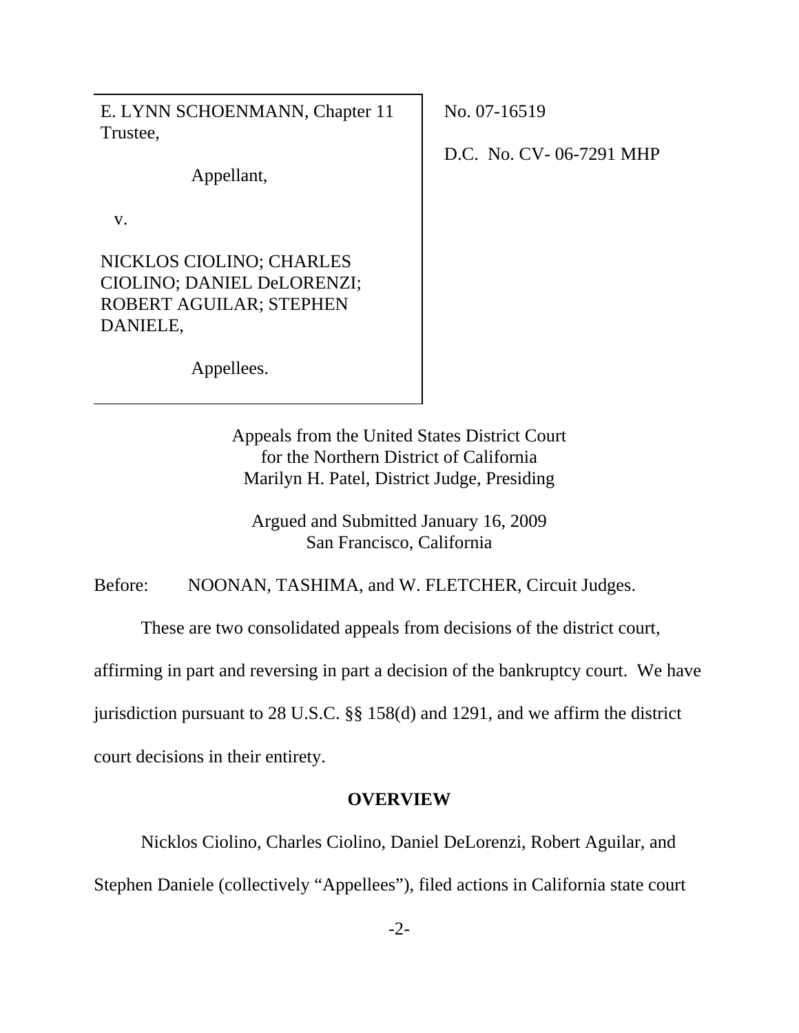E. LYNN SCHOENMANN, Chapter 11 Trustee,

Appellant,

v.

NICKLOS CIOLINO; CHARLES CIOLINO; DANIEL DeLORENZI; ROBERT AGUILAR; STEPHEN DANIELE,

Appellees.

No. 07-16519

D.C. No. CV- 06-7291 MHP

Appeals from the United States District Court
for the Northern District of California
Marilyn H. Patel, District Judge, Presiding

Argued and Submitted January 16, 2009
San Francisco, California

Before: NOONAN, TASHIMA, and W. FLETCHER, Circuit Judges.

These are two consolidated appeals from decisions of the district court, affirming in part and reversing in part a decision of the bankruptcy court. We have jurisdiction pursuant to 28 U.S.C. §§ 158(d) and 1291, and we affirm the district court decisions in their entirety.

## OVERVIEW

Nicklos Ciolino, Charles Ciolino, Daniel DeLorenzi, Robert Aguilar, and Stephen Daniele (collectively "Appellees"), filed actions in California state court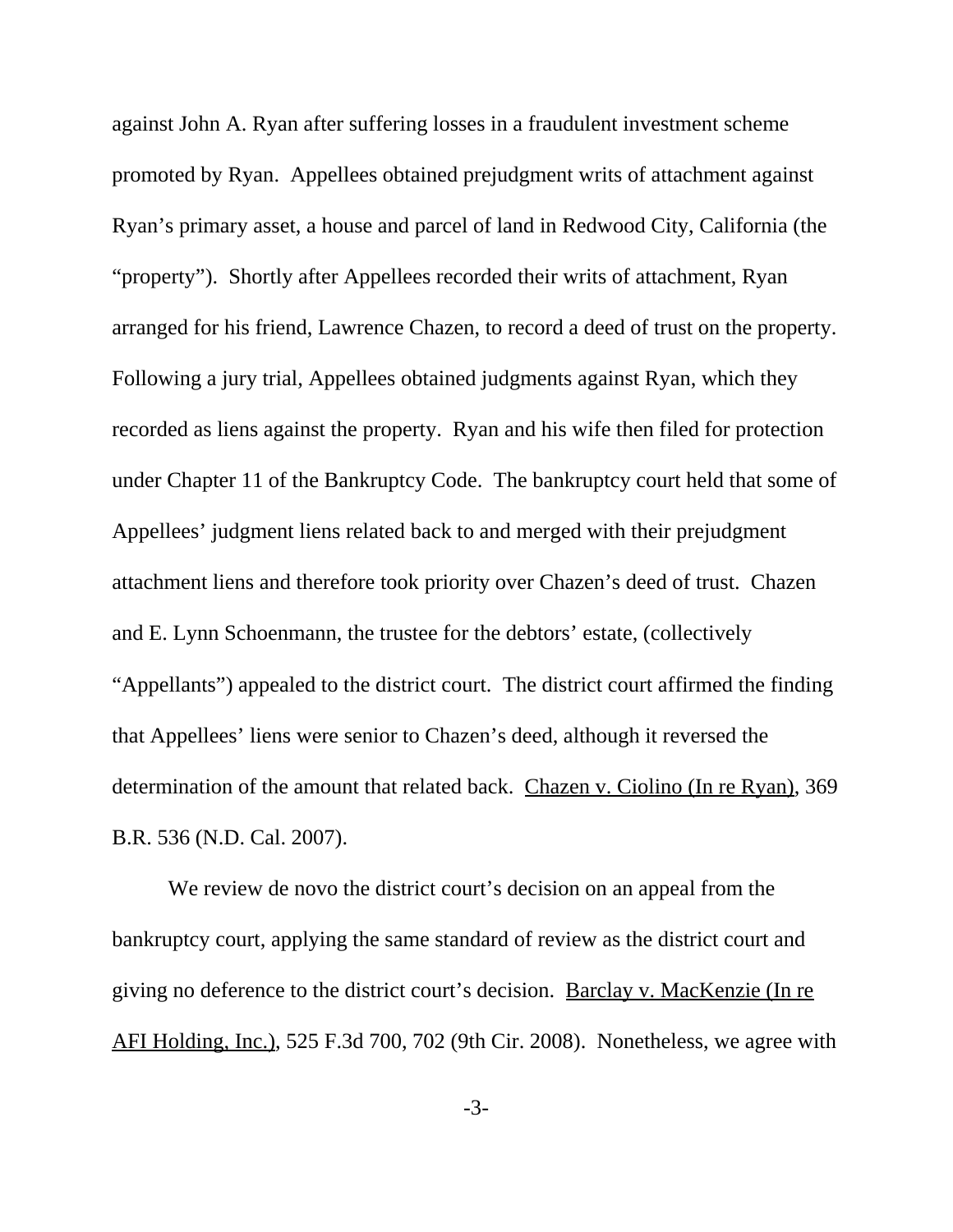against John A. Ryan after suffering losses in a fraudulent investment scheme promoted by Ryan. Appellees obtained prejudgment writs of attachment against Ryan's primary asset, a house and parcel of land in Redwood City, California (the "property"). Shortly after Appellees recorded their writs of attachment, Ryan arranged for his friend, Lawrence Chazen, to record a deed of trust on the property. Following a jury trial, Appellees obtained judgments against Ryan, which they recorded as liens against the property. Ryan and his wife then filed for protection under Chapter 11 of the Bankruptcy Code. The bankruptcy court held that some of Appellees' judgment liens related back to and merged with their prejudgment attachment liens and therefore took priority over Chazen's deed of trust. Chazen and E. Lynn Schoenmann, the trustee for the debtors' estate, (collectively "Appellants") appealed to the district court. The district court affirmed the finding that Appellees' liens were senior to Chazen's deed, although it reversed the determination of the amount that related back. Chazen v. Ciolino (In re Ryan), 369 B.R. 536 (N.D. Cal. 2007).

We review de novo the district court's decision on an appeal from the bankruptcy court, applying the same standard of review as the district court and giving no deference to the district court's decision. Barclay v. MacKenzie (In re AFI Holding, Inc.), 525 F.3d 700, 702 (9th Cir. 2008). Nonetheless, we agree with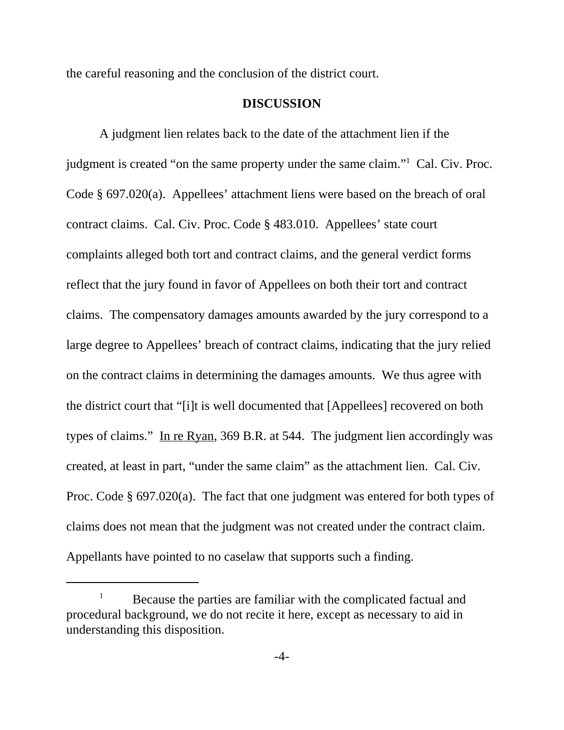the careful reasoning and the conclusion of the district court.

## DISCUSSION

A judgment lien relates back to the date of the attachment lien if the judgment is created "on the same property under the same claim."[1] Cal. Civ. Proc. Code § 697.020(a). Appellees' attachment liens were based on the breach of oral contract claims. Cal. Civ. Proc. Code § 483.010. Appellees' state court complaints alleged both tort and contract claims, and the general verdict forms reflect that the jury found in favor of Appellees on both their tort and contract claims. The compensatory damages amounts awarded by the jury correspond to a large degree to Appellees' breach of contract claims, indicating that the jury relied on the contract claims in determining the damages amounts. We thus agree with the district court that "[i]t is well documented that [Appellees] recovered on both types of claims." In re Ryan, 369 B.R. at 544. The judgment lien accordingly was created, at least in part, "under the same claim" as the attachment lien. Cal. Civ. Proc. Code § 697.020(a). The fact that one judgment was entered for both types of claims does not mean that the judgment was not created under the contract claim. Appellants have pointed to no caselaw that supports such a finding.

---

[1] Because the parties are familiar with the complicated factual and procedural background, we do not recite it here, except as necessary to aid in understanding this disposition.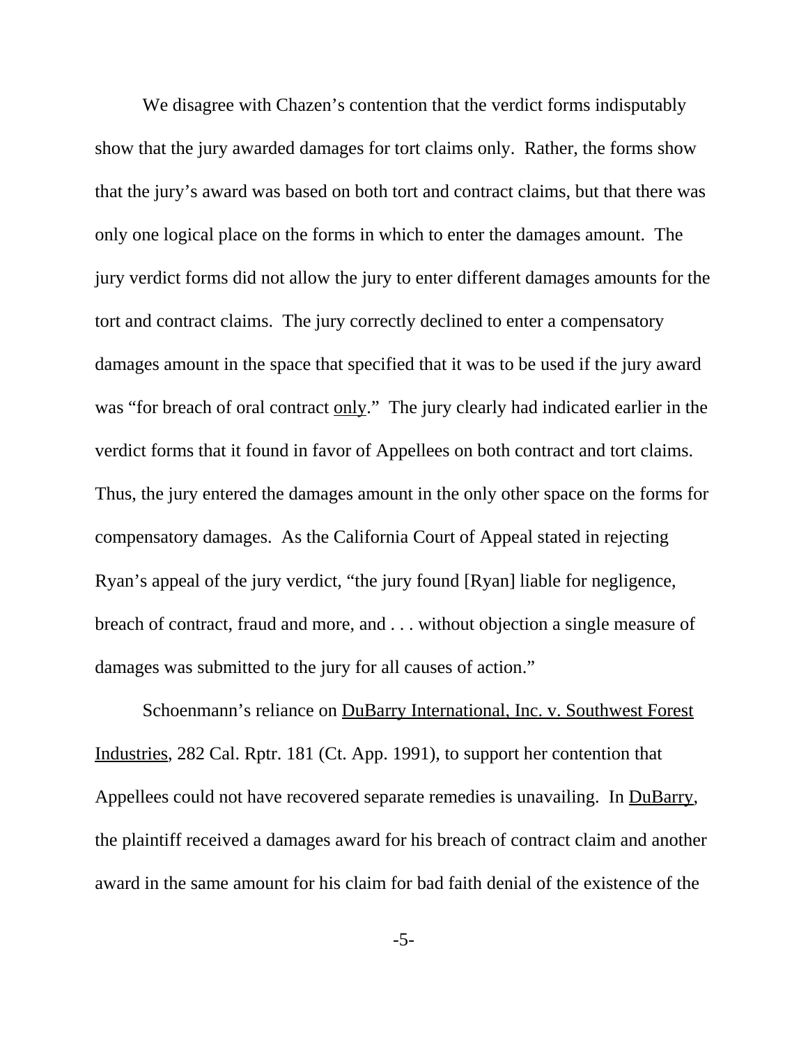We disagree with Chazen's contention that the verdict forms indisputably show that the jury awarded damages for tort claims only. Rather, the forms show that the jury's award was based on both tort and contract claims, but that there was only one logical place on the forms in which to enter the damages amount. The jury verdict forms did not allow the jury to enter different damages amounts for the tort and contract claims. The jury correctly declined to enter a compensatory damages amount in the space that specified that it was to be used if the jury award was "for breach of oral contract only." The jury clearly had indicated earlier in the verdict forms that it found in favor of Appellees on both contract and tort claims. Thus, the jury entered the damages amount in the only other space on the forms for compensatory damages. As the California Court of Appeal stated in rejecting Ryan's appeal of the jury verdict, "the jury found [Ryan] liable for negligence, breach of contract, fraud and more, and . . . without objection a single measure of damages was submitted to the jury for all causes of action."

Schoenmann's reliance on DuBarry International, Inc. v. Southwest Forest Industries, 282 Cal. Rptr. 181 (Ct. App. 1991), to support her contention that Appellees could not have recovered separate remedies is unavailing. In DuBarry, the plaintiff received a damages award for his breach of contract claim and another award in the same amount for his claim for bad faith denial of the existence of the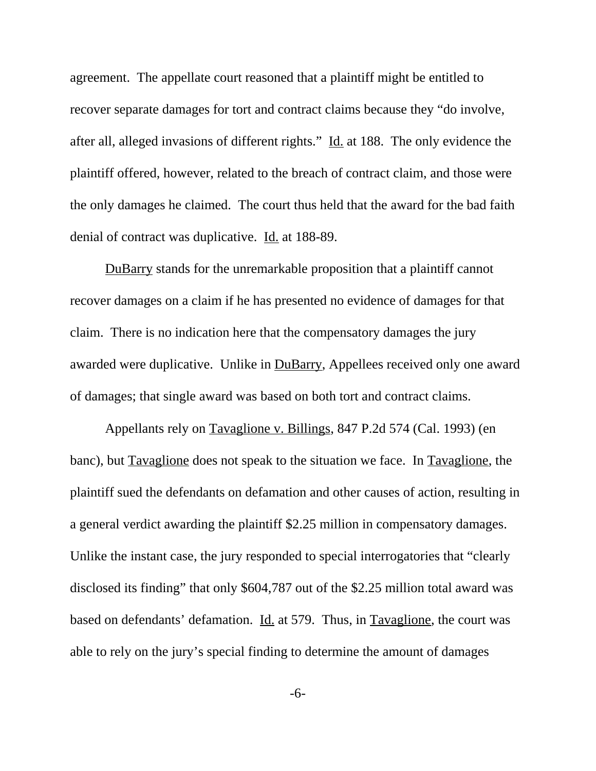agreement. The appellate court reasoned that a plaintiff might be entitled to recover separate damages for tort and contract claims because they "do involve, after all, alleged invasions of different rights." Id. at 188. The only evidence the plaintiff offered, however, related to the breach of contract claim, and those were the only damages he claimed. The court thus held that the award for the bad faith denial of contract was duplicative. Id. at 188-89.

DuBarry stands for the unremarkable proposition that a plaintiff cannot recover damages on a claim if he has presented no evidence of damages for that claim. There is no indication here that the compensatory damages the jury awarded were duplicative. Unlike in DuBarry, Appellees received only one award of damages; that single award was based on both tort and contract claims.

Appellants rely on Tavaglione v. Billings, 847 P.2d 574 (Cal. 1993) (en banc), but Tavaglione does not speak to the situation we face. In Tavaglione, the plaintiff sued the defendants on defamation and other causes of action, resulting in a general verdict awarding the plaintiff $2.25 million in compensatory damages. Unlike the instant case, the jury responded to special interrogatories that "clearly disclosed its finding" that only $604,787 out of the $2.25 million total award was based on defendants' defamation. Id. at 579. Thus, in Tavaglione, the court was able to rely on the jury's special finding to determine the amount of damages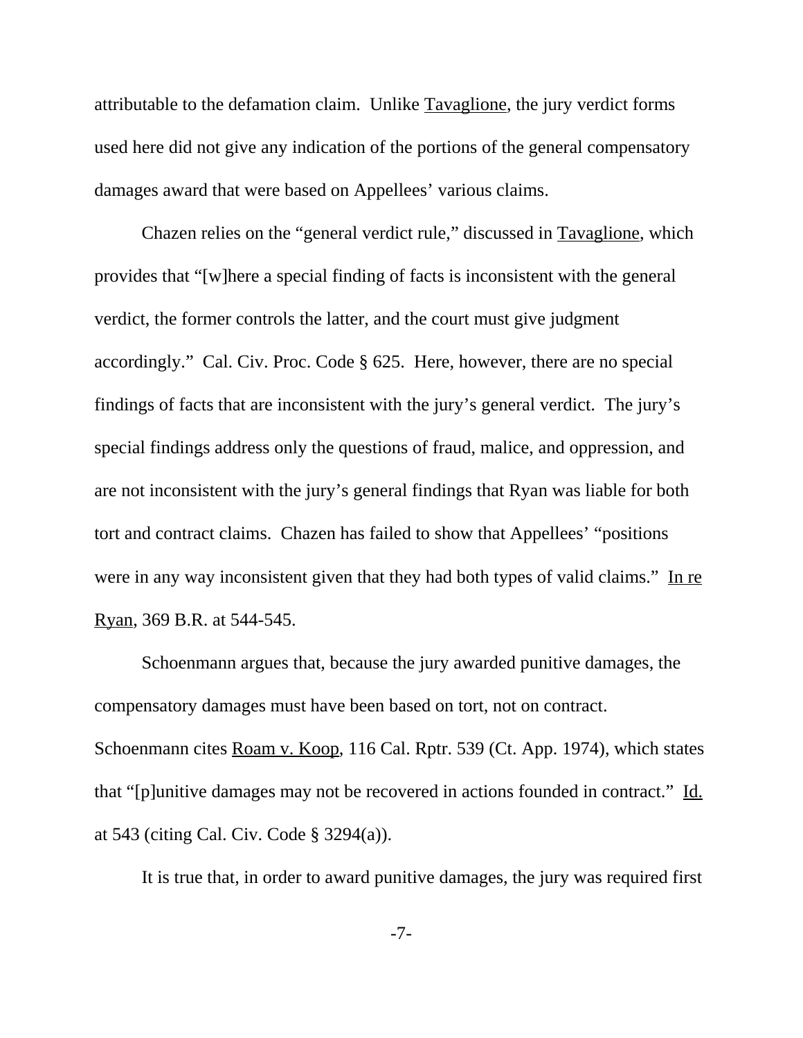attributable to the defamation claim. Unlike Tavaglione, the jury verdict forms used here did not give any indication of the portions of the general compensatory damages award that were based on Appellees' various claims.

Chazen relies on the "general verdict rule," discussed in Tavaglione, which provides that "[w]here a special finding of facts is inconsistent with the general verdict, the former controls the latter, and the court must give judgment accordingly." Cal. Civ. Proc. Code § 625. Here, however, there are no special findings of facts that are inconsistent with the jury's general verdict. The jury's special findings address only the questions of fraud, malice, and oppression, and are not inconsistent with the jury's general findings that Ryan was liable for both tort and contract claims. Chazen has failed to show that Appellees' "positions were in any way inconsistent given that they had both types of valid claims." In re Ryan, 369 B.R. at 544-545.

Schoenmann argues that, because the jury awarded punitive damages, the compensatory damages must have been based on tort, not on contract. Schoenmann cites Roam v. Koop, 116 Cal. Rptr. 539 (Ct. App. 1974), which states that "[p]unitive damages may not be recovered in actions founded in contract." Id. at 543 (citing Cal. Civ. Code § 3294(a)).

It is true that, in order to award punitive damages, the jury was required first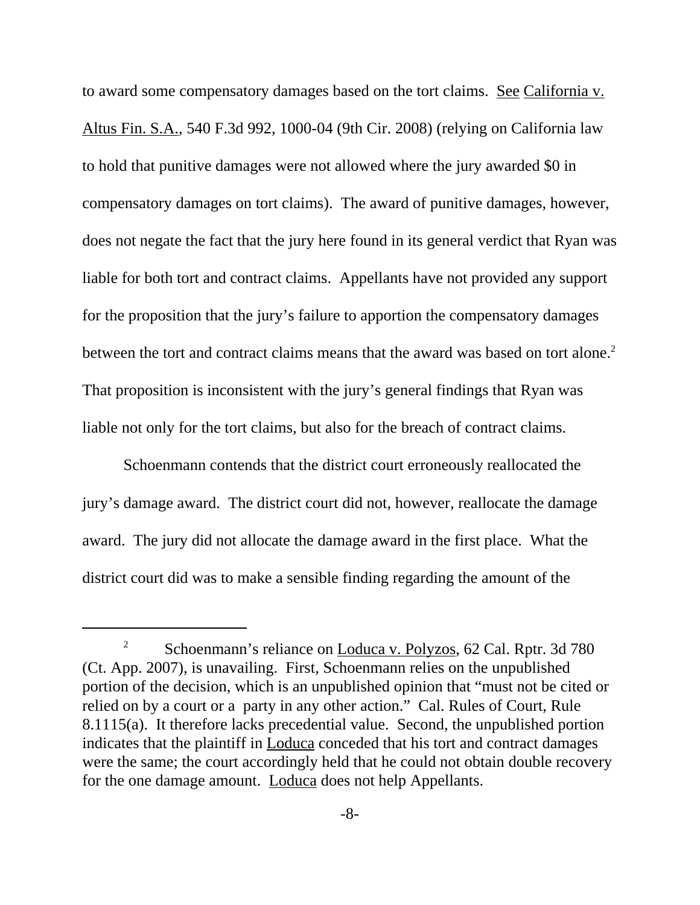to award some compensatory damages based on the tort claims. See California v. Altus Fin. S.A., 540 F.3d 992, 1000-04 (9th Cir. 2008) (relying on California law to hold that punitive damages were not allowed where the jury awarded $0 in compensatory damages on tort claims). The award of punitive damages, however, does not negate the fact that the jury here found in its general verdict that Ryan was liable for both tort and contract claims. Appellants have not provided any support for the proposition that the jury's failure to apportion the compensatory damages between the tort and contract claims means that the award was based on tort alone.[2] That proposition is inconsistent with the jury's general findings that Ryan was liable not only for the tort claims, but also for the breach of contract claims.

Schoenmann contends that the district court erroneously reallocated the jury's damage award. The district court did not, however, reallocate the damage award. The jury did not allocate the damage award in the first place. What the district court did was to make a sensible finding regarding the amount of the

---

[2] Schoenmann's reliance on Loduca v. Polyzos, 62 Cal. Rptr. 3d 780 (Ct. App. 2007), is unavailing. First, Schoenmann relies on the unpublished portion of the decision, which is an unpublished opinion that "must not be cited or relied on by a court or a party in any other action." Cal. Rules of Court, Rule 8.1115(a). It therefore lacks precedential value. Second, the unpublished portion indicates that the plaintiff in Loduca conceded that his tort and contract damages were the same; the court accordingly held that he could not obtain double recovery for the one damage amount. Loduca does not help Appellants.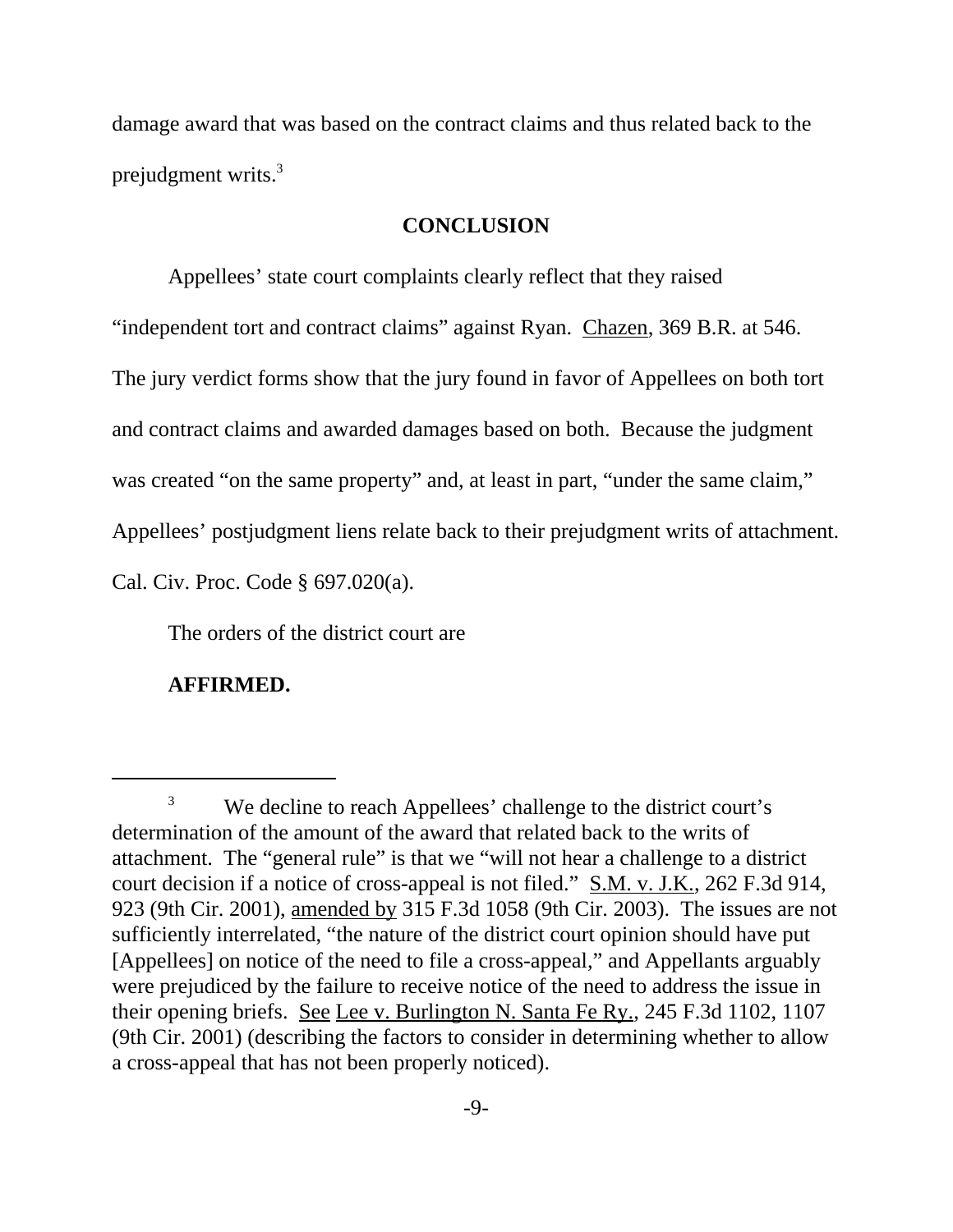damage award that was based on the contract claims and thus related back to the prejudgment writs.[3]

## CONCLUSION

Appellees' state court complaints clearly reflect that they raised "independent tort and contract claims" against Ryan. Chazen, 369 B.R. at 546. The jury verdict forms show that the jury found in favor of Appellees on both tort and contract claims and awarded damages based on both. Because the judgment was created "on the same property" and, at least in part, "under the same claim," Appellees' postjudgment liens relate back to their prejudgment writs of attachment. Cal. Civ. Proc. Code § 697.020(a).

The orders of the district court are

**AFFIRMED.**

---

[3] We decline to reach Appellees' challenge to the district court's determination of the amount of the award that related back to the writs of attachment. The "general rule" is that we "will not hear a challenge to a district court decision if a notice of cross-appeal is not filed." S.M. v. J.K., 262 F.3d 914, 923 (9th Cir. 2001), amended by 315 F.3d 1058 (9th Cir. 2003). The issues are not sufficiently interrelated, "the nature of the district court opinion should have put [Appellees] on notice of the need to file a cross-appeal," and Appellants arguably were prejudiced by the failure to receive notice of the need to address the issue in their opening briefs. See Lee v. Burlington N. Santa Fe Ry., 245 F.3d 1102, 1107 (9th Cir. 2001) (describing the factors to consider in determining whether to allow a cross-appeal that has not been properly noticed).